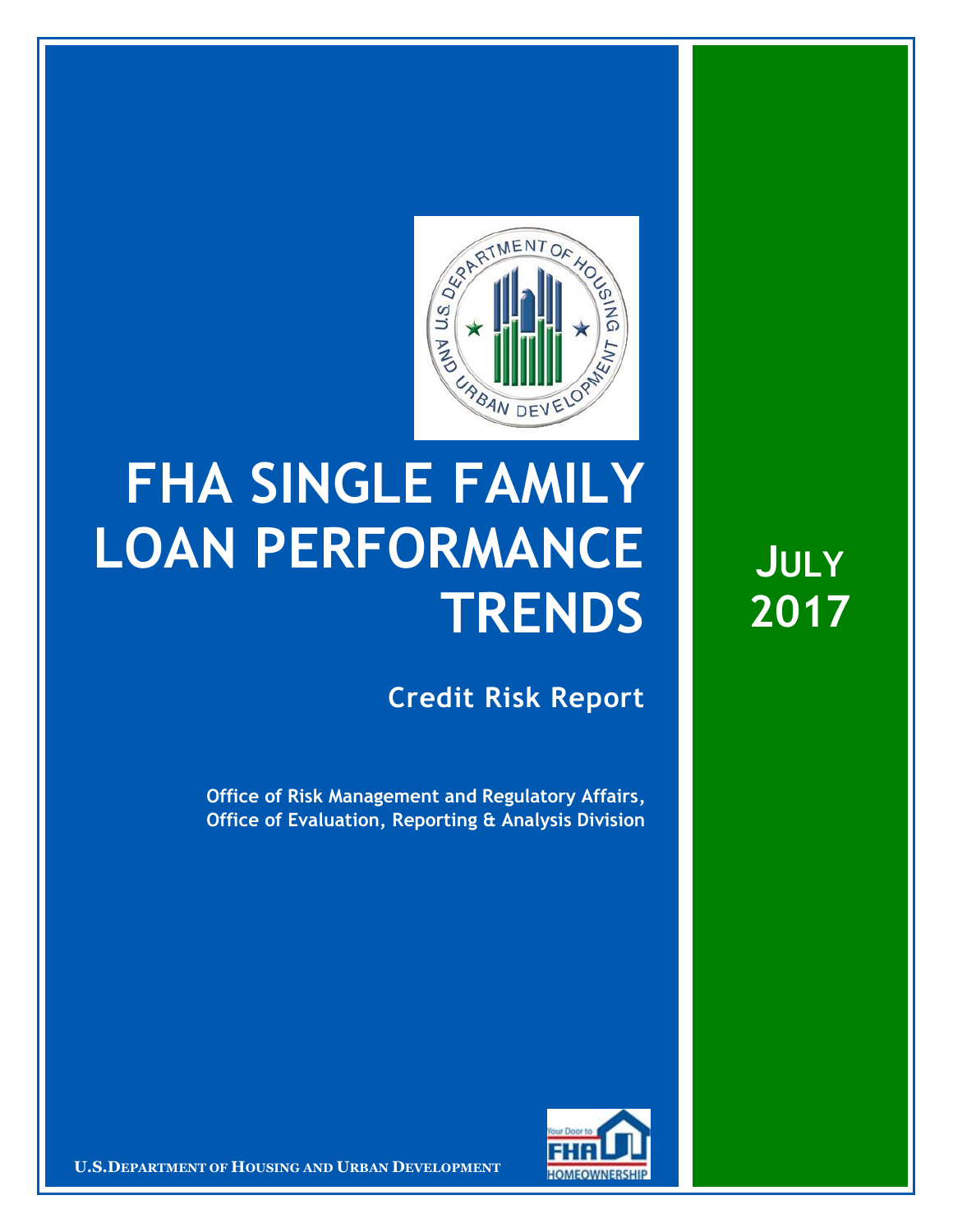# FHA SINGLE FAMILY LOAN PERFORMANCE TRENDS

## Credit Risk Report

**Office of Risk Management and Regulatory Affairs, Office of Evaluation, Reporting & Analysis Division**

**JULY 2017**

U.S. DEPARTMENT OF HOUSING AND URBAN DEVELOPMENT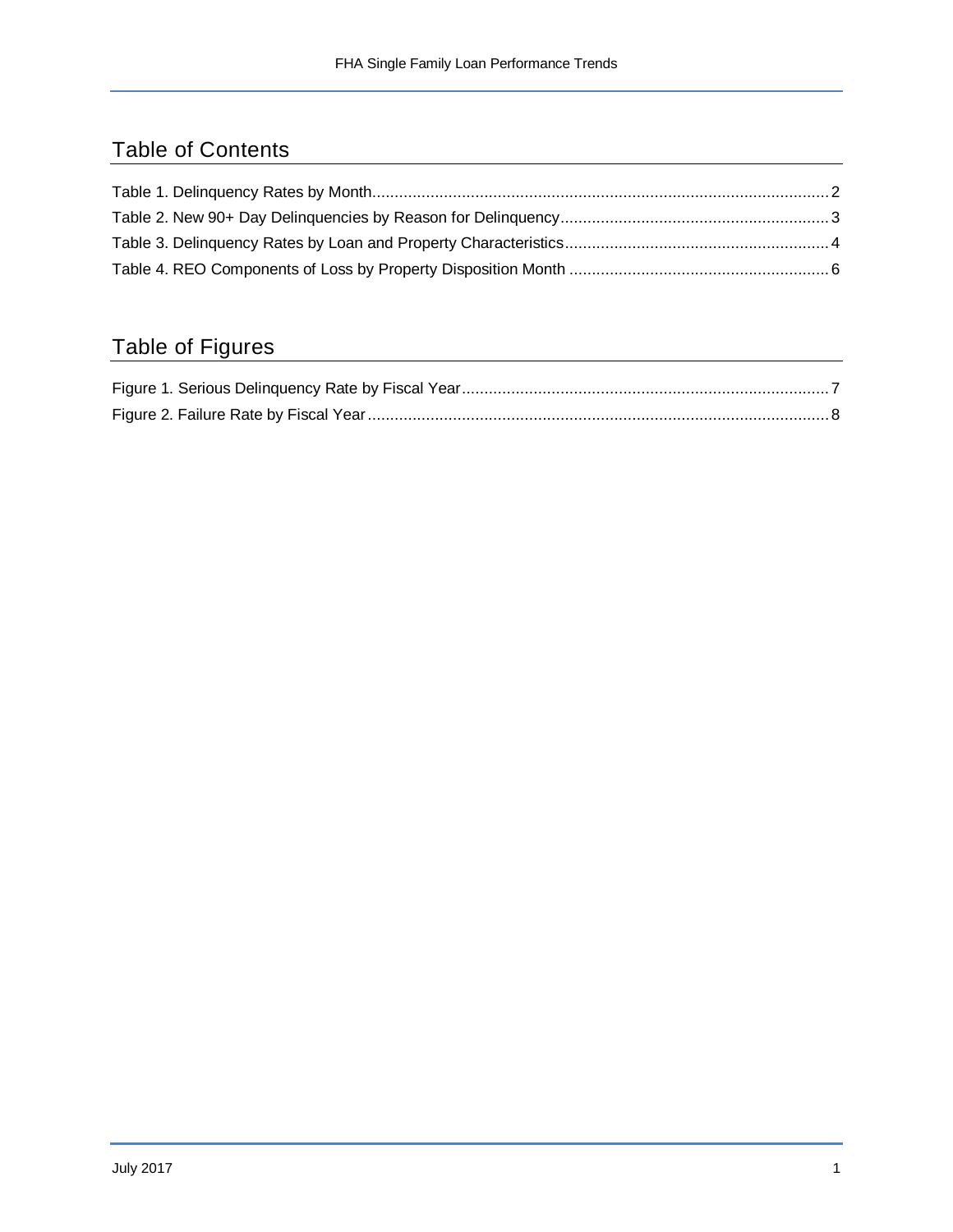## Table of Contents

Table 1. Delinquency Rates by Month...................................................................................................2
Table 2. New 90+ Day Delinquencies by Reason for Delinquency.........................................................3
Table 3. Delinquency Rates by Loan and Property Characteristics........................................................4
Table 4. REO Components of Loss by Property Disposition Month .......................................................6

## Table of Figures

Figure 1. Serious Delinquency Rate by Fiscal Year...............................................................................7
Figure 2. Failure Rate by Fiscal Year....................................................................................................8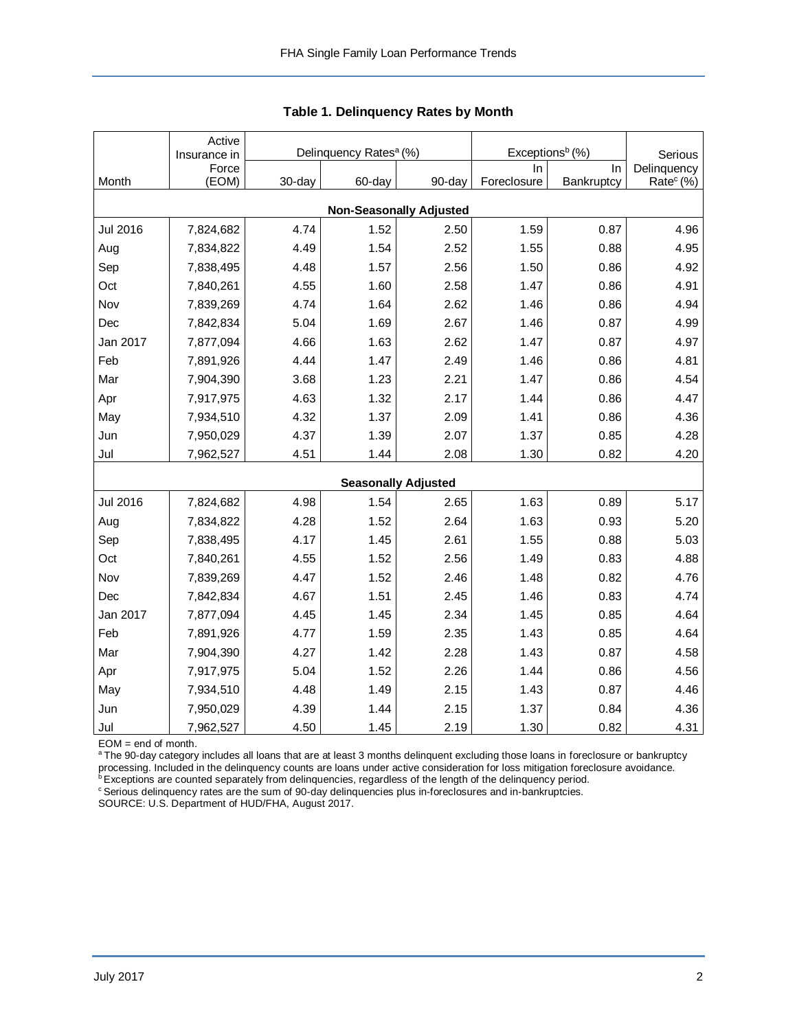**Table 1. Delinquency Rates by Month**

| Month | Active Insurance in Force (EOM) | Delinquency Rates[a] (%) | | | Exceptions[b] (%) | | Serious Delinquency Rate[c] (%) |
|---|---|---|---|---|---|---|---|
| | | 30-day | 60-day | 90-day | In Foreclosure | In Bankruptcy | |
| **Non-Seasonally Adjusted** | | | | | | | |
| Jul 2016 | 7,824,682 | 4.74 | 1.52 | 2.50 | 1.59 | 0.87 | 4.96 |
| Aug | 7,834,822 | 4.49 | 1.54 | 2.52 | 1.55 | 0.88 | 4.95 |
| Sep | 7,838,495 | 4.48 | 1.57 | 2.56 | 1.50 | 0.86 | 4.92 |
| Oct | 7,840,261 | 4.55 | 1.60 | 2.58 | 1.47 | 0.86 | 4.91 |
| Nov | 7,839,269 | 4.74 | 1.64 | 2.62 | 1.46 | 0.86 | 4.94 |
| Dec | 7,842,834 | 5.04 | 1.69 | 2.67 | 1.46 | 0.87 | 4.99 |
| Jan 2017 | 7,877,094 | 4.66 | 1.63 | 2.62 | 1.47 | 0.87 | 4.97 |
| Feb | 7,891,926 | 4.44 | 1.47 | 2.49 | 1.46 | 0.86 | 4.81 |
| Mar | 7,904,390 | 3.68 | 1.23 | 2.21 | 1.47 | 0.86 | 4.54 |
| Apr | 7,917,975 | 4.63 | 1.32 | 2.17 | 1.44 | 0.86 | 4.47 |
| May | 7,934,510 | 4.32 | 1.37 | 2.09 | 1.41 | 0.86 | 4.36 |
| Jun | 7,950,029 | 4.37 | 1.39 | 2.07 | 1.37 | 0.85 | 4.28 |
| Jul | 7,962,527 | 4.51 | 1.44 | 2.08 | 1.30 | 0.82 | 4.20 |
| **Seasonally Adjusted** | | | | | | | |
| Jul 2016 | 7,824,682 | 4.98 | 1.54 | 2.65 | 1.63 | 0.89 | 5.17 |
| Aug | 7,834,822 | 4.28 | 1.52 | 2.64 | 1.63 | 0.93 | 5.20 |
| Sep | 7,838,495 | 4.17 | 1.45 | 2.61 | 1.55 | 0.88 | 5.03 |
| Oct | 7,840,261 | 4.55 | 1.52 | 2.56 | 1.49 | 0.83 | 4.88 |
| Nov | 7,839,269 | 4.47 | 1.52 | 2.46 | 1.48 | 0.82 | 4.76 |
| Dec | 7,842,834 | 4.67 | 1.51 | 2.45 | 1.46 | 0.83 | 4.74 |
| Jan 2017 | 7,877,094 | 4.45 | 1.45 | 2.34 | 1.45 | 0.85 | 4.64 |
| Feb | 7,891,926 | 4.77 | 1.59 | 2.35 | 1.43 | 0.85 | 4.64 |
| Mar | 7,904,390 | 4.27 | 1.42 | 2.28 | 1.43 | 0.87 | 4.58 |
| Apr | 7,917,975 | 5.04 | 1.52 | 2.26 | 1.44 | 0.86 | 4.56 |
| May | 7,934,510 | 4.48 | 1.49 | 2.15 | 1.43 | 0.87 | 4.46 |
| Jun | 7,950,029 | 4.39 | 1.44 | 2.15 | 1.37 | 0.84 | 4.36 |
| Jul | 7,962,527 | 4.50 | 1.45 | 2.19 | 1.30 | 0.82 | 4.31 |

EOM = end of month.
[a] The 90-day category includes all loans that are at least 3 months delinquent excluding those loans in foreclosure or bankruptcy processing. Included in the delinquency counts are loans under active consideration for loss mitigation foreclosure avoidance.
[b] Exceptions are counted separately from delinquencies, regardless of the length of the delinquency period.
[c] Serious delinquency rates are the sum of 90-day delinquencies plus in-foreclosures and in-bankruptcies.
SOURCE: U.S. Department of HUD/FHA, August 2017.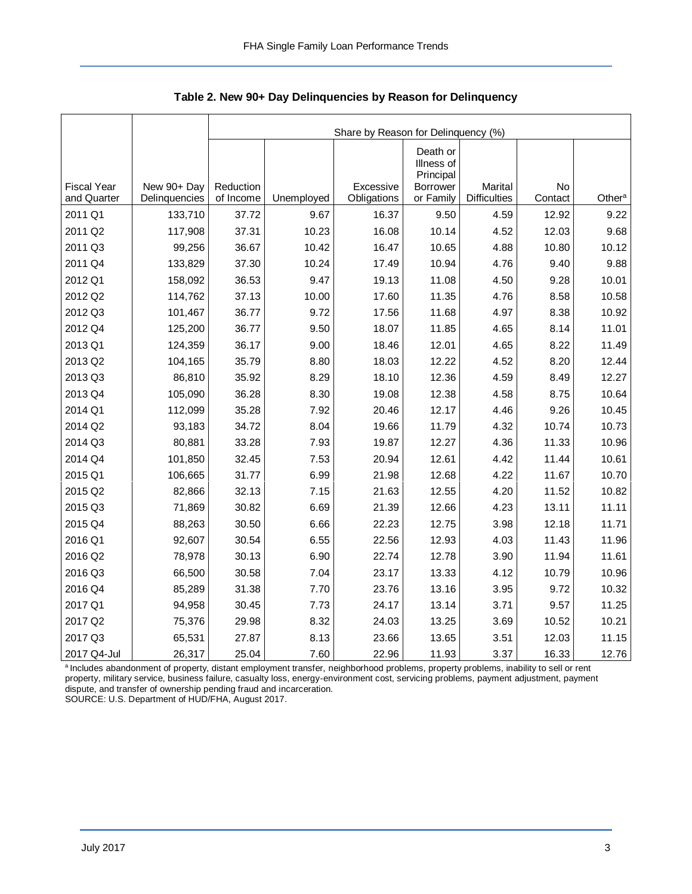**Table 2. New 90+ Day Delinquencies by Reason for Delinquency**

| Fiscal Year and Quarter | New 90+ Day Delinquencies | Share by Reason for Delinquency (%) | | | | | | |
|---|---|---|---|---|---|---|---|---|
| | | Reduction of Income | Unemployed | Excessive Obligations | Death or Illness of Principal Borrower or Family | Marital Difficulties | No Contact | Other[a] |
| 2011 Q1 | 133,710 | 37.72 | 9.67 | 16.37 | 9.50 | 4.59 | 12.92 | 9.22 |
| 2011 Q2 | 117,908 | 37.31 | 10.23 | 16.08 | 10.14 | 4.52 | 12.03 | 9.68 |
| 2011 Q3 | 99,256 | 36.67 | 10.42 | 16.47 | 10.65 | 4.88 | 10.80 | 10.12 |
| 2011 Q4 | 133,829 | 37.30 | 10.24 | 17.49 | 10.94 | 4.76 | 9.40 | 9.88 |
| 2012 Q1 | 158,092 | 36.53 | 9.47 | 19.13 | 11.08 | 4.50 | 9.28 | 10.01 |
| 2012 Q2 | 114,762 | 37.13 | 10.00 | 17.60 | 11.35 | 4.76 | 8.58 | 10.58 |
| 2012 Q3 | 101,467 | 36.77 | 9.72 | 17.56 | 11.68 | 4.97 | 8.38 | 10.92 |
| 2012 Q4 | 125,200 | 36.77 | 9.50 | 18.07 | 11.85 | 4.65 | 8.14 | 11.01 |
| 2013 Q1 | 124,359 | 36.17 | 9.00 | 18.46 | 12.01 | 4.65 | 8.22 | 11.49 |
| 2013 Q2 | 104,165 | 35.79 | 8.80 | 18.03 | 12.22 | 4.52 | 8.20 | 12.44 |
| 2013 Q3 | 86,810 | 35.92 | 8.29 | 18.10 | 12.36 | 4.59 | 8.49 | 12.27 |
| 2013 Q4 | 105,090 | 36.28 | 8.30 | 19.08 | 12.38 | 4.58 | 8.75 | 10.64 |
| 2014 Q1 | 112,099 | 35.28 | 7.92 | 20.46 | 12.17 | 4.46 | 9.26 | 10.45 |
| 2014 Q2 | 93,183 | 34.72 | 8.04 | 19.66 | 11.79 | 4.32 | 10.74 | 10.73 |
| 2014 Q3 | 80,881 | 33.28 | 7.93 | 19.87 | 12.27 | 4.36 | 11.33 | 10.96 |
| 2014 Q4 | 101,850 | 32.45 | 7.53 | 20.94 | 12.61 | 4.42 | 11.44 | 10.61 |
| 2015 Q1 | 106,665 | 31.77 | 6.99 | 21.98 | 12.68 | 4.22 | 11.67 | 10.70 |
| 2015 Q2 | 82,866 | 32.13 | 7.15 | 21.63 | 12.55 | 4.20 | 11.52 | 10.82 |
| 2015 Q3 | 71,869 | 30.82 | 6.69 | 21.39 | 12.66 | 4.23 | 13.11 | 11.11 |
| 2015 Q4 | 88,263 | 30.50 | 6.66 | 22.23 | 12.75 | 3.98 | 12.18 | 11.71 |
| 2016 Q1 | 92,607 | 30.54 | 6.55 | 22.56 | 12.93 | 4.03 | 11.43 | 11.96 |
| 2016 Q2 | 78,978 | 30.13 | 6.90 | 22.74 | 12.78 | 3.90 | 11.94 | 11.61 |
| 2016 Q3 | 66,500 | 30.58 | 7.04 | 23.17 | 13.33 | 4.12 | 10.79 | 10.96 |
| 2016 Q4 | 85,289 | 31.38 | 7.70 | 23.76 | 13.16 | 3.95 | 9.72 | 10.32 |
| 2017 Q1 | 94,958 | 30.45 | 7.73 | 24.17 | 13.14 | 3.71 | 9.57 | 11.25 |
| 2017 Q2 | 75,376 | 29.98 | 8.32 | 24.03 | 13.25 | 3.69 | 10.52 | 10.21 |
| 2017 Q3 | 65,531 | 27.87 | 8.13 | 23.66 | 13.65 | 3.51 | 12.03 | 11.15 |
| 2017 Q4-Jul | 26,317 | 25.04 | 7.60 | 22.96 | 11.93 | 3.37 | 16.33 | 12.76 |

[a] Includes abandonment of property, distant employment transfer, neighborhood problems, property problems, inability to sell or rent property, military service, business failure, casualty loss, energy-environment cost, servicing problems, payment adjustment, payment dispute, and transfer of ownership pending fraud and incarceration.

SOURCE: U.S. Department of HUD/FHA, August 2017.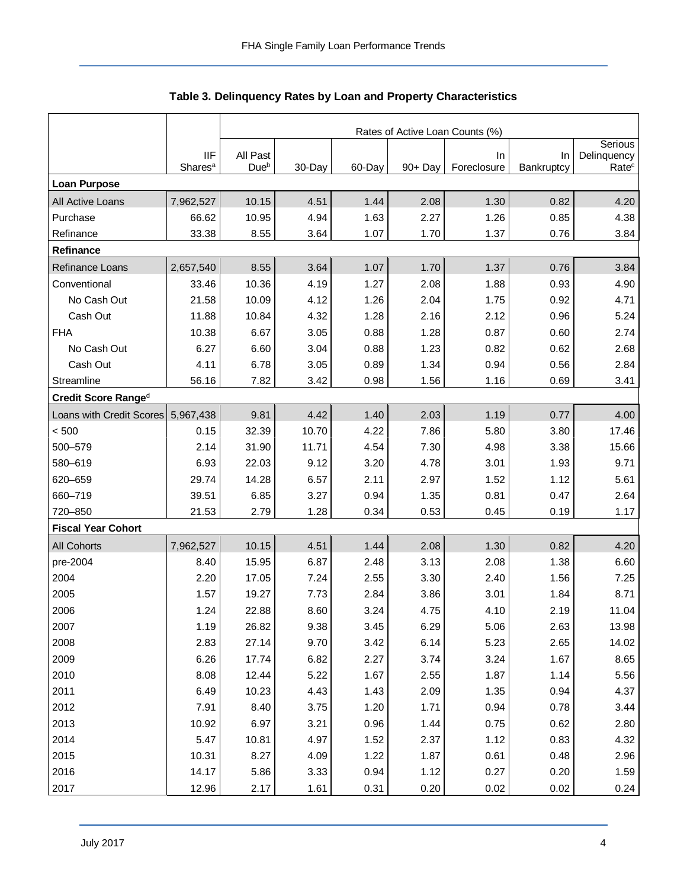**Table 3. Delinquency Rates by Loan and Property Characteristics**

| | IIF Shares[a] | Rates of Active Loan Counts (%) | | | | | | |
|---|---|---|---|---|---|---|---|---|
| | | All Past Due[b] | 30-Day | 60-Day | 90+ Day | In Foreclosure | In Bankruptcy | Serious Delinquency Rate[c] |
| **Loan Purpose** | | | | | | | | |
| All Active Loans | 7,962,527 | 10.15 | 4.51 | 1.44 | 2.08 | 1.30 | 0.82 | 4.20 |
| Purchase | 66.62 | 10.95 | 4.94 | 1.63 | 2.27 | 1.26 | 0.85 | 4.38 |
| Refinance | 33.38 | 8.55 | 3.64 | 1.07 | 1.70 | 1.37 | 0.76 | 3.84 |
| **Refinance** | | | | | | | | |
| Refinance Loans | 2,657,540 | 8.55 | 3.64 | 1.07 | 1.70 | 1.37 | 0.76 | 3.84 |
| Conventional | 33.46 | 10.36 | 4.19 | 1.27 | 2.08 | 1.88 | 0.93 | 4.90 |
| No Cash Out | 21.58 | 10.09 | 4.12 | 1.26 | 2.04 | 1.75 | 0.92 | 4.71 |
| Cash Out | 11.88 | 10.84 | 4.32 | 1.28 | 2.16 | 2.12 | 0.96 | 5.24 |
| FHA | 10.38 | 6.67 | 3.05 | 0.88 | 1.28 | 0.87 | 0.60 | 2.74 |
| No Cash Out | 6.27 | 6.60 | 3.04 | 0.88 | 1.23 | 0.82 | 0.62 | 2.68 |
| Cash Out | 4.11 | 6.78 | 3.05 | 0.89 | 1.34 | 0.94 | 0.56 | 2.84 |
| Streamline | 56.16 | 7.82 | 3.42 | 0.98 | 1.56 | 1.16 | 0.69 | 3.41 |
| **Credit Score Range[d]** | | | | | | | | |
| Loans with Credit Scores | 5,967,438 | 9.81 | 4.42 | 1.40 | 2.03 | 1.19 | 0.77 | 4.00 |
| < 500 | 0.15 | 32.39 | 10.70 | 4.22 | 7.86 | 5.80 | 3.80 | 17.46 |
| 500–579 | 2.14 | 31.90 | 11.71 | 4.54 | 7.30 | 4.98 | 3.38 | 15.66 |
| 580–619 | 6.93 | 22.03 | 9.12 | 3.20 | 4.78 | 3.01 | 1.93 | 9.71 |
| 620–659 | 29.74 | 14.28 | 6.57 | 2.11 | 2.97 | 1.52 | 1.12 | 5.61 |
| 660–719 | 39.51 | 6.85 | 3.27 | 0.94 | 1.35 | 0.81 | 0.47 | 2.64 |
| 720–850 | 21.53 | 2.79 | 1.28 | 0.34 | 0.53 | 0.45 | 0.19 | 1.17 |
| **Fiscal Year Cohort** | | | | | | | | |
| All Cohorts | 7,962,527 | 10.15 | 4.51 | 1.44 | 2.08 | 1.30 | 0.82 | 4.20 |
| pre-2004 | 8.40 | 15.95 | 6.87 | 2.48 | 3.13 | 2.08 | 1.38 | 6.60 |
| 2004 | 2.20 | 17.05 | 7.24 | 2.55 | 3.30 | 2.40 | 1.56 | 7.25 |
| 2005 | 1.57 | 19.27 | 7.73 | 2.84 | 3.86 | 3.01 | 1.84 | 8.71 |
| 2006 | 1.24 | 22.88 | 8.60 | 3.24 | 4.75 | 4.10 | 2.19 | 11.04 |
| 2007 | 1.19 | 26.82 | 9.38 | 3.45 | 6.29 | 5.06 | 2.63 | 13.98 |
| 2008 | 2.83 | 27.14 | 9.70 | 3.42 | 6.14 | 5.23 | 2.65 | 14.02 |
| 2009 | 6.26 | 17.74 | 6.82 | 2.27 | 3.74 | 3.24 | 1.67 | 8.65 |
| 2010 | 8.08 | 12.44 | 5.22 | 1.67 | 2.55 | 1.87 | 1.14 | 5.56 |
| 2011 | 6.49 | 10.23 | 4.43 | 1.43 | 2.09 | 1.35 | 0.94 | 4.37 |
| 2012 | 7.91 | 8.40 | 3.75 | 1.20 | 1.71 | 0.94 | 0.78 | 3.44 |
| 2013 | 10.92 | 6.97 | 3.21 | 0.96 | 1.44 | 0.75 | 0.62 | 2.80 |
| 2014 | 5.47 | 10.81 | 4.97 | 1.52 | 2.37 | 1.12 | 0.83 | 4.32 |
| 2015 | 10.31 | 8.27 | 4.09 | 1.22 | 1.87 | 0.61 | 0.48 | 2.96 |
| 2016 | 14.17 | 5.86 | 3.33 | 0.94 | 1.12 | 0.27 | 0.20 | 1.59 |
| 2017 | 12.96 | 2.17 | 1.61 | 0.31 | 0.20 | 0.02 | 0.02 | 0.24 |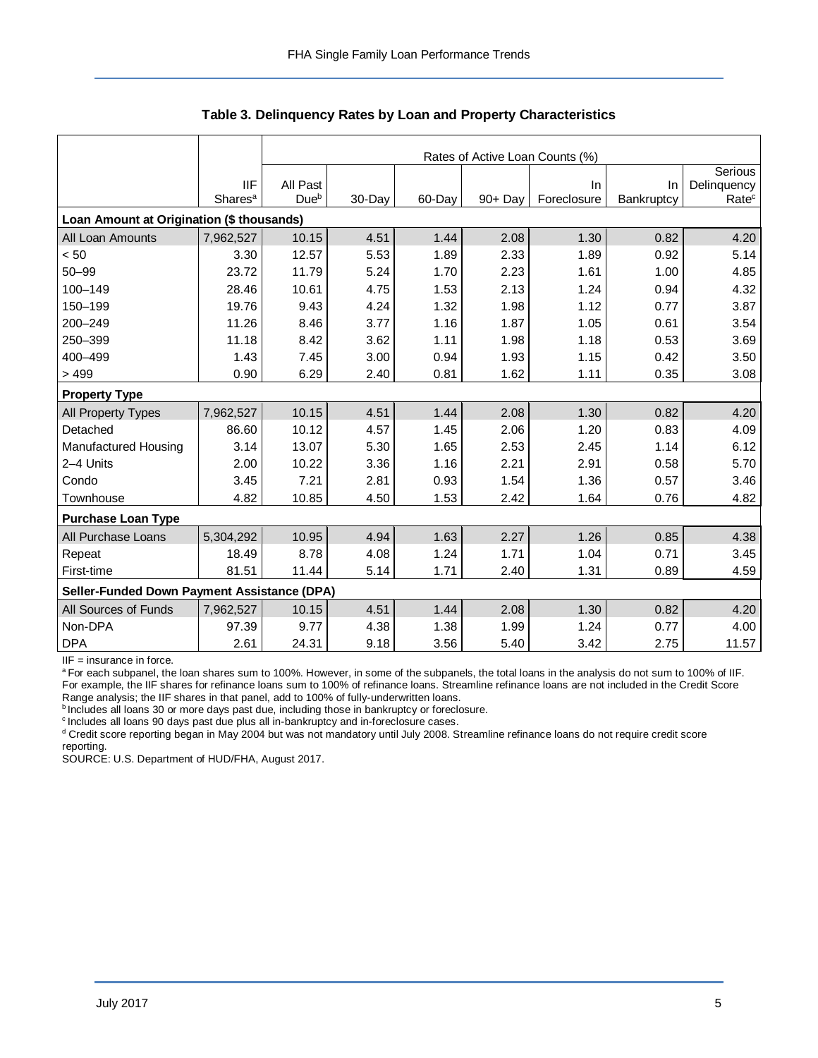**Table 3. Delinquency Rates by Loan and Property Characteristics**

| | IIF Shares[a] | Rates of Active Loan Counts (%) | | | | | | |
|---|---|---|---|---|---|---|---|---|
| | | All Past Due[b] | 30-Day | 60-Day | 90+ Day | In Foreclosure | In Bankruptcy | Serious Delinquency Rate[c] |
| **Loan Amount at Origination ($ thousands)** | | | | | | | | |
| All Loan Amounts | 7,962,527 | 10.15 | 4.51 | 1.44 | 2.08 | 1.30 | 0.82 | 4.20 |
| < 50 | 3.30 | 12.57 | 5.53 | 1.89 | 2.33 | 1.89 | 0.92 | 5.14 |
| 50–99 | 23.72 | 11.79 | 5.24 | 1.70 | 2.23 | 1.61 | 1.00 | 4.85 |
| 100–149 | 28.46 | 10.61 | 4.75 | 1.53 | 2.13 | 1.24 | 0.94 | 4.32 |
| 150–199 | 19.76 | 9.43 | 4.24 | 1.32 | 1.98 | 1.12 | 0.77 | 3.87 |
| 200–249 | 11.26 | 8.46 | 3.77 | 1.16 | 1.87 | 1.05 | 0.61 | 3.54 |
| 250–399 | 11.18 | 8.42 | 3.62 | 1.11 | 1.98 | 1.18 | 0.53 | 3.69 |
| 400–499 | 1.43 | 7.45 | 3.00 | 0.94 | 1.93 | 1.15 | 0.42 | 3.50 |
| > 499 | 0.90 | 6.29 | 2.40 | 0.81 | 1.62 | 1.11 | 0.35 | 3.08 |
| **Property Type** | | | | | | | | |
| All Property Types | 7,962,527 | 10.15 | 4.51 | 1.44 | 2.08 | 1.30 | 0.82 | 4.20 |
| Detached | 86.60 | 10.12 | 4.57 | 1.45 | 2.06 | 1.20 | 0.83 | 4.09 |
| Manufactured Housing | 3.14 | 13.07 | 5.30 | 1.65 | 2.53 | 2.45 | 1.14 | 6.12 |
| 2–4 Units | 2.00 | 10.22 | 3.36 | 1.16 | 2.21 | 2.91 | 0.58 | 5.70 |
| Condo | 3.45 | 7.21 | 2.81 | 0.93 | 1.54 | 1.36 | 0.57 | 3.46 |
| Townhouse | 4.82 | 10.85 | 4.50 | 1.53 | 2.42 | 1.64 | 0.76 | 4.82 |
| **Purchase Loan Type** | | | | | | | | |
| All Purchase Loans | 5,304,292 | 10.95 | 4.94 | 1.63 | 2.27 | 1.26 | 0.85 | 4.38 |
| Repeat | 18.49 | 8.78 | 4.08 | 1.24 | 1.71 | 1.04 | 0.71 | 3.45 |
| First-time | 81.51 | 11.44 | 5.14 | 1.71 | 2.40 | 1.31 | 0.89 | 4.59 |
| **Seller-Funded Down Payment Assistance (DPA)** | | | | | | | | |
| All Sources of Funds | 7,962,527 | 10.15 | 4.51 | 1.44 | 2.08 | 1.30 | 0.82 | 4.20 |
| Non-DPA | 97.39 | 9.77 | 4.38 | 1.38 | 1.99 | 1.24 | 0.77 | 4.00 |
| DPA | 2.61 | 24.31 | 9.18 | 3.56 | 5.40 | 3.42 | 2.75 | 11.57 |

IIF = insurance in force.

[a] For each subpanel, the loan shares sum to 100%. However, in some of the subpanels, the total loans in the analysis do not sum to 100% of IIF. For example, the IIF shares for refinance loans sum to 100% of refinance loans. Streamline refinance loans are not included in the Credit Score Range analysis; the IIF shares in that panel, add to 100% of fully-underwritten loans.

[b] Includes all loans 30 or more days past due, including those in bankruptcy or foreclosure.

[c] Includes all loans 90 days past due plus all in-bankruptcy and in-foreclosure cases.

[d] Credit score reporting began in May 2004 but was not mandatory until July 2008. Streamline refinance loans do not require credit score reporting.

SOURCE: U.S. Department of HUD/FHA, August 2017.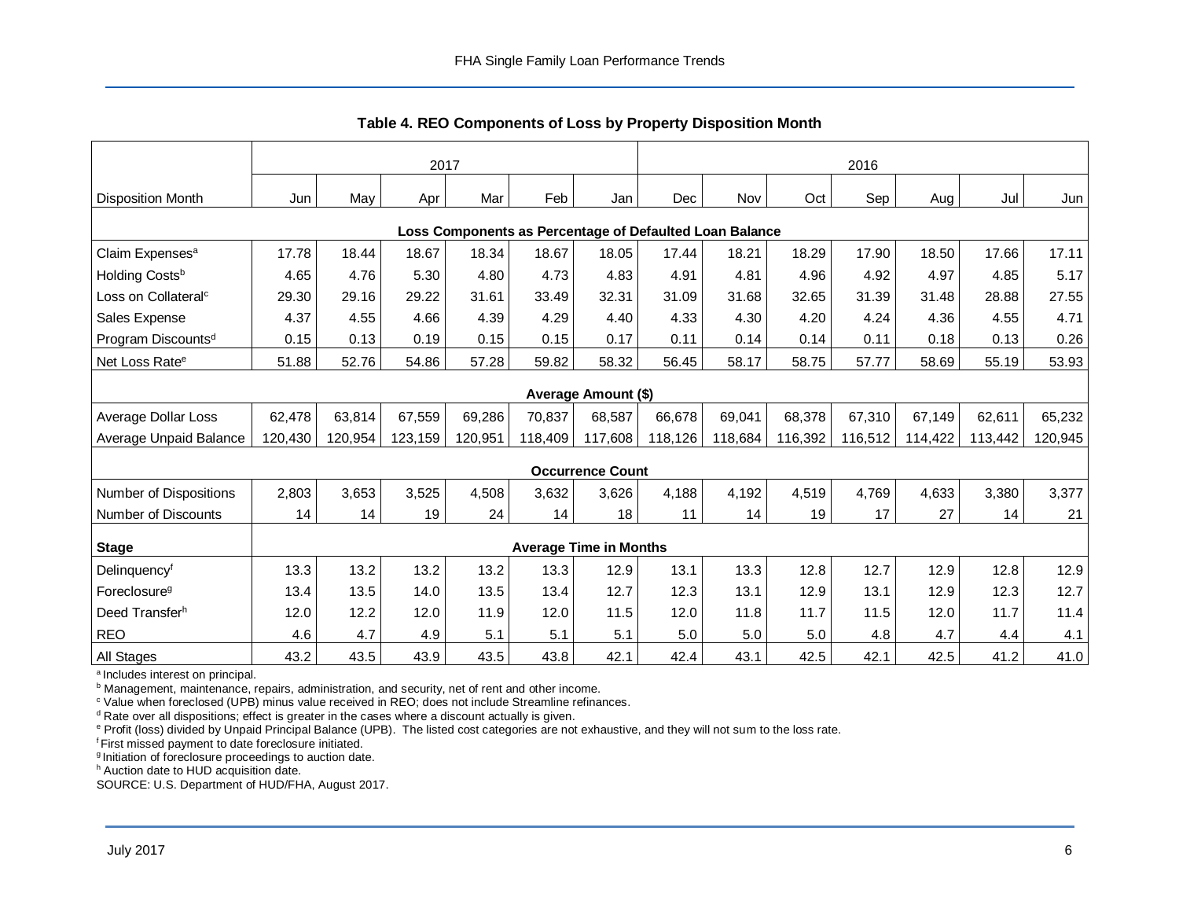## Table 4. REO Components of Loss by Property Disposition Month

| | 2017 | | | | | | 2016 | | | | | | |
|---|---|---|---|---|---|---|---|---|---|---|---|---|---|
| Disposition Month | Jun | May | Apr | Mar | Feb | Jan | Dec | Nov | Oct | Sep | Aug | Jul | Jun |
| **Loss Components as Percentage of Defaulted Loan Balance** | | | | | | | | | | | | | |
| Claim Expenses[a] | 17.78 | 18.44 | 18.67 | 18.34 | 18.67 | 18.05 | 17.44 | 18.21 | 18.29 | 17.90 | 18.50 | 17.66 | 17.11 |
| Holding Costs[b] | 4.65 | 4.76 | 5.30 | 4.80 | 4.73 | 4.83 | 4.91 | 4.81 | 4.96 | 4.92 | 4.97 | 4.85 | 5.17 |
| Loss on Collateral[c] | 29.30 | 29.16 | 29.22 | 31.61 | 33.49 | 32.31 | 31.09 | 31.68 | 32.65 | 31.39 | 31.48 | 28.88 | 27.55 |
| Sales Expense | 4.37 | 4.55 | 4.66 | 4.39 | 4.29 | 4.40 | 4.33 | 4.30 | 4.20 | 4.24 | 4.36 | 4.55 | 4.71 |
| Program Discounts[d] | 0.15 | 0.13 | 0.19 | 0.15 | 0.15 | 0.17 | 0.11 | 0.14 | 0.14 | 0.11 | 0.18 | 0.13 | 0.26 |
| Net Loss Rate[e] | 51.88 | 52.76 | 54.86 | 57.28 | 59.82 | 58.32 | 56.45 | 58.17 | 58.75 | 57.77 | 58.69 | 55.19 | 53.93 |
| **Average Amount ($)** | | | | | | | | | | | | | |
| Average Dollar Loss | 62,478 | 63,814 | 67,559 | 69,286 | 70,837 | 68,587 | 66,678 | 69,041 | 68,378 | 67,310 | 67,149 | 62,611 | 65,232 |
| Average Unpaid Balance | 120,430 | 120,954 | 123,159 | 120,951 | 118,409 | 117,608 | 118,126 | 118,684 | 116,392 | 116,512 | 114,422 | 113,442 | 120,945 |
| **Occurrence Count** | | | | | | | | | | | | | |
| Number of Dispositions | 2,803 | 3,653 | 3,525 | 4,508 | 3,632 | 3,626 | 4,188 | 4,192 | 4,519 | 4,769 | 4,633 | 3,380 | 3,377 |
| Number of Discounts | 14 | 14 | 19 | 24 | 14 | 18 | 11 | 14 | 19 | 17 | 27 | 14 | 21 |
| **Stage** | **Average Time in Months** | | | | | | | | | | | | |
| Delinquency[f] | 13.3 | 13.2 | 13.2 | 13.2 | 13.3 | 12.9 | 13.1 | 13.3 | 12.8 | 12.7 | 12.9 | 12.8 | 12.9 |
| Foreclosure[g] | 13.4 | 13.5 | 14.0 | 13.5 | 13.4 | 12.7 | 12.3 | 13.1 | 12.9 | 13.1 | 12.9 | 12.3 | 12.7 |
| Deed Transfer[h] | 12.0 | 12.2 | 12.0 | 11.9 | 12.0 | 11.5 | 12.0 | 11.8 | 11.7 | 11.5 | 12.0 | 11.7 | 11.4 |
| REO | 4.6 | 4.7 | 4.9 | 5.1 | 5.1 | 5.1 | 5.0 | 5.0 | 5.0 | 4.8 | 4.7 | 4.4 | 4.1 |
| All Stages | 43.2 | 43.5 | 43.9 | 43.5 | 43.8 | 42.1 | 42.4 | 43.1 | 42.5 | 42.1 | 42.5 | 41.2 | 41.0 |

[a] Includes interest on principal.
[b] Management, maintenance, repairs, administration, and security, net of rent and other income.
[c] Value when foreclosed (UPB) minus value received in REO; does not include Streamline refinances.
[d] Rate over all dispositions; effect is greater in the cases where a discount actually is given.
[e] Profit (loss) divided by Unpaid Principal Balance (UPB). The listed cost categories are not exhaustive, and they will not sum to the loss rate.
[f] First missed payment to date foreclosure initiated.
[g] Initiation of foreclosure proceedings to auction date.
[h] Auction date to HUD acquisition date.
SOURCE: U.S. Department of HUD/FHA, August 2017.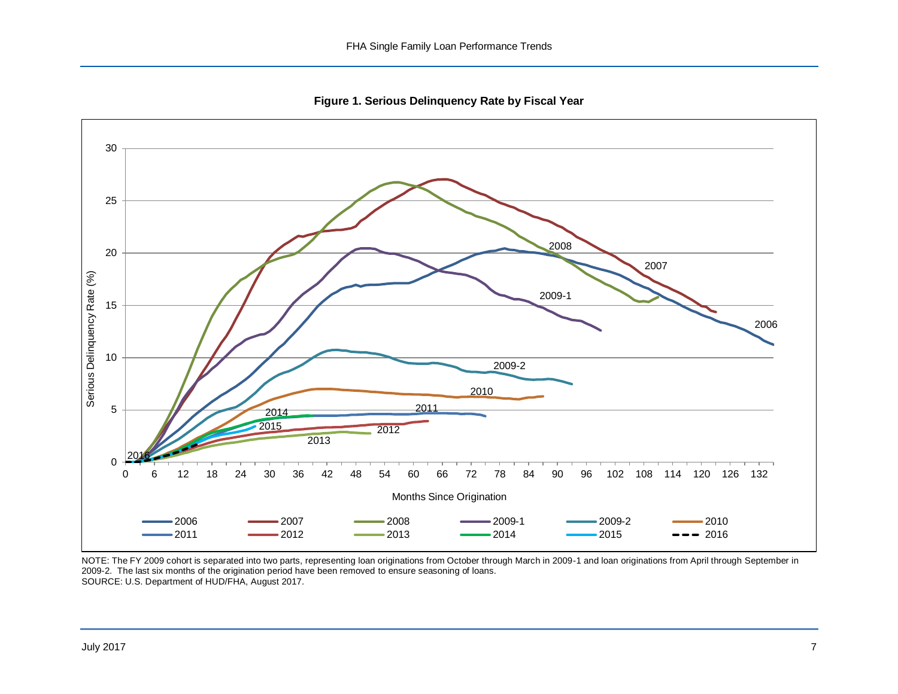**Figure 1. Serious Delinquency Rate by Fiscal Year**

NOTE: The FY 2009 cohort is separated into two parts, representing loan originations from October through March in 2009-1 and loan originations from April through September in 2009-2. The last six months of the origination period have been removed to ensure seasoning of loans.
SOURCE: U.S. Department of HUD/FHA, August 2017.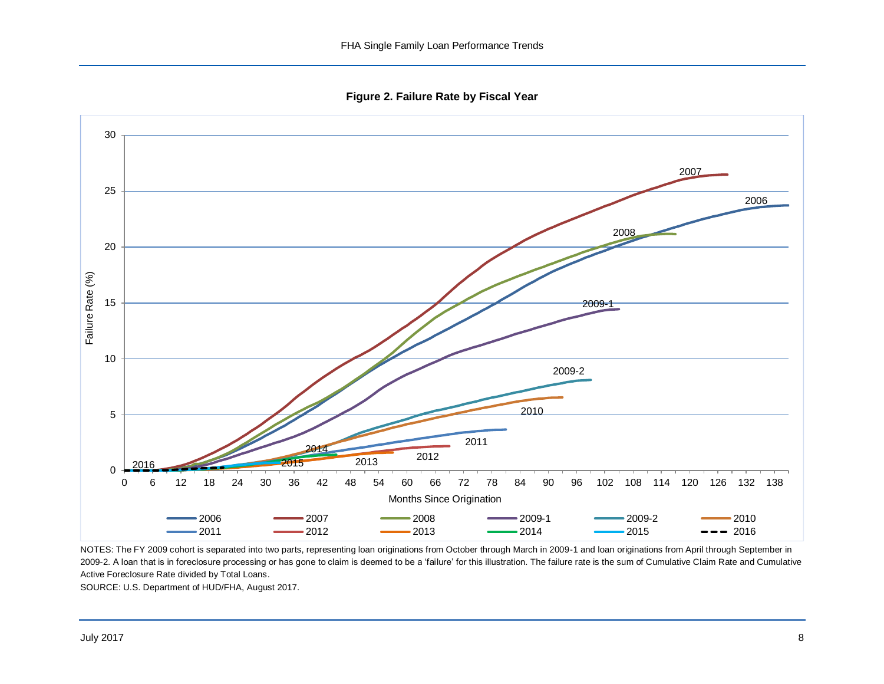**Figure 2. Failure Rate by Fiscal Year**

Failure Rate (%)

30
25
20
15
10
5
0

0 6 12 18 24 30 36 42 48 54 60 66 72 78 84 90 96 102 108 114 120 126 132 138

Months Since Origination

2007
2006
2008
2009-1
2009-2
2010
2011
2012
2013
2014
2015
2016

2006 2007 2008 2009-1 2009-2 2010
2011 2012 2013 2014 2015 2016

NOTES: The FY 2009 cohort is separated into two parts, representing loan originations from October through March in 2009-1 and loan originations from April through September in 2009-2. A loan that is in foreclosure processing or has gone to claim is deemed to be a 'failure' for this illustration. The failure rate is the sum of Cumulative Claim Rate and Cumulative Active Foreclosure Rate divided by Total Loans.

SOURCE: U.S. Department of HUD/FHA, August 2017.